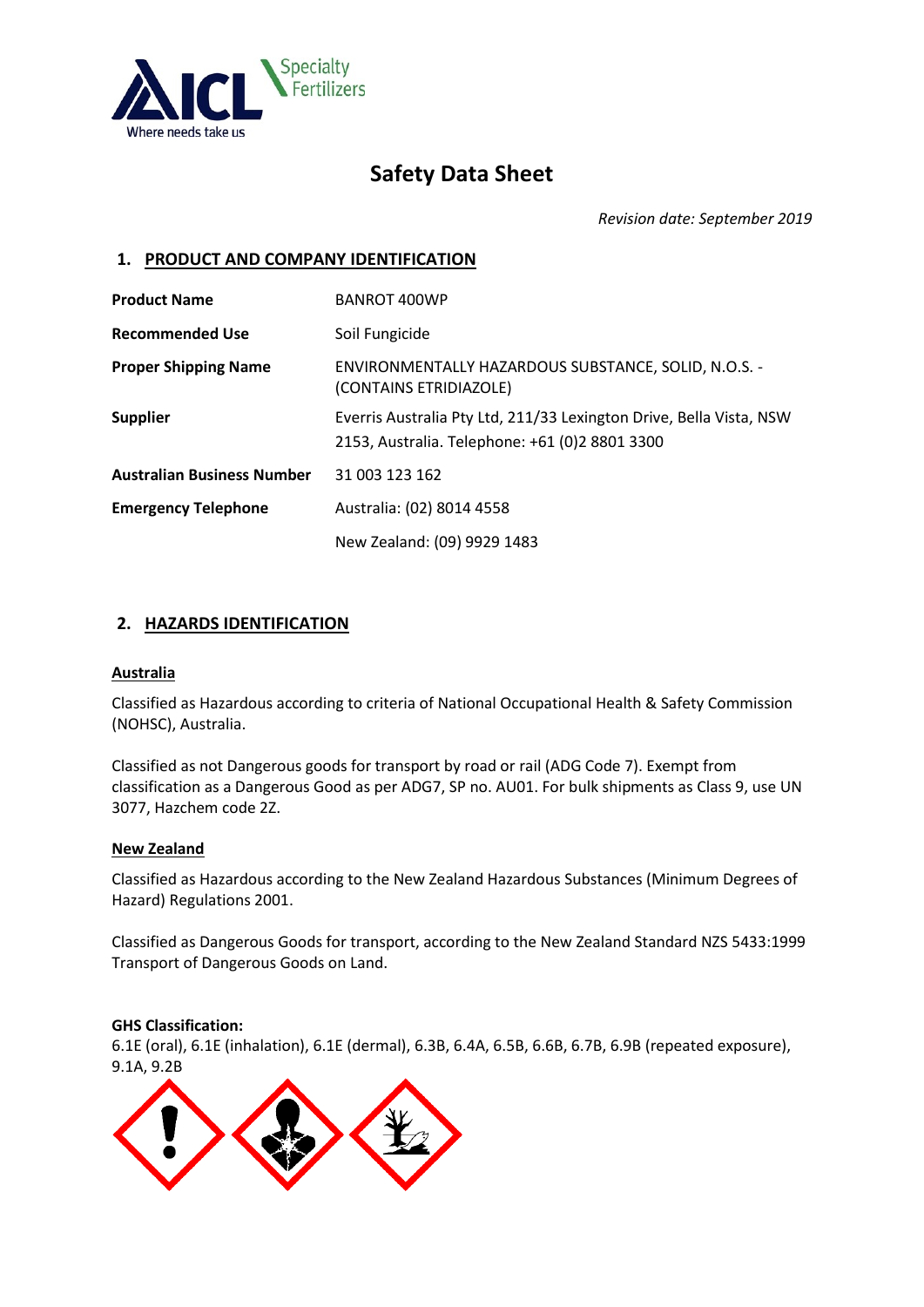# Safety Data Sheet

*Revision date: September 2019*

## 1. PRODUCT AND COMPANY IDENTIFICATION

| | |
|---|---|
| **Product Name** | BANROT 400WP |
| **Recommended Use** | Soil Fungicide |
| **Proper Shipping Name** | ENVIRONMENTALLY HAZARDOUS SUBSTANCE, SOLID, N.O.S. - (CONTAINS ETRIDIAZOLE) |
| **Supplier** | Everris Australia Pty Ltd, 211/33 Lexington Drive, Bella Vista, NSW 2153, Australia. Telephone: +61 (0)2 8801 3300 |
| **Australian Business Number** | 31 003 123 162 |
| **Emergency Telephone** | Australia: (02) 8014 4558 |
| | New Zealand: (09) 9929 1483 |

## 2. HAZARDS IDENTIFICATION

### Australia

Classified as Hazardous according to criteria of National Occupational Health & Safety Commission (NOHSC), Australia.

Classified as not Dangerous goods for transport by road or rail (ADG Code 7). Exempt from classification as a Dangerous Good as per ADG7, SP no. AU01. For bulk shipments as Class 9, use UN 3077, Hazchem code 2Z.

### New Zealand

Classified as Hazardous according to the New Zealand Hazardous Substances (Minimum Degrees of Hazard) Regulations 2001.

Classified as Dangerous Goods for transport, according to the New Zealand Standard NZS 5433:1999 Transport of Dangerous Goods on Land.

**GHS Classification:**
6.1E (oral), 6.1E (inhalation), 6.1E (dermal), 6.3B, 6.4A, 6.5B, 6.6B, 6.7B, 6.9B (repeated exposure), 9.1A, 9.2B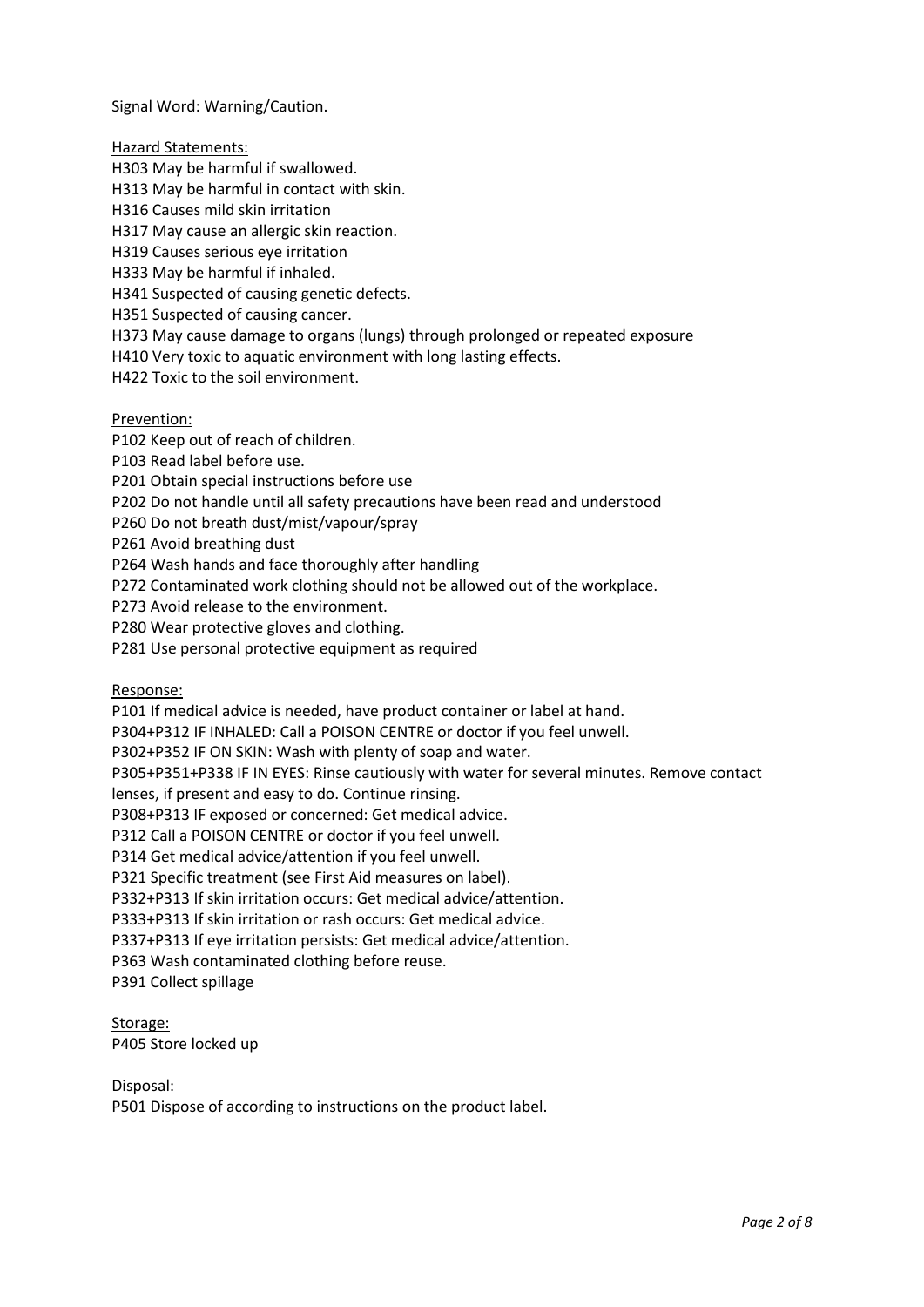Signal Word: Warning/Caution.

Hazard Statements:

H303 May be harmful if swallowed.
H313 May be harmful in contact with skin.
H316 Causes mild skin irritation
H317 May cause an allergic skin reaction.
H319 Causes serious eye irritation
H333 May be harmful if inhaled.
H341 Suspected of causing genetic defects.
H351 Suspected of causing cancer.
H373 May cause damage to organs (lungs) through prolonged or repeated exposure
H410 Very toxic to aquatic environment with long lasting effects.
H422 Toxic to the soil environment.

Prevention:

P102 Keep out of reach of children.
P103 Read label before use.
P201 Obtain special instructions before use
P202 Do not handle until all safety precautions have been read and understood
P260 Do not breath dust/mist/vapour/spray
P261 Avoid breathing dust
P264 Wash hands and face thoroughly after handling
P272 Contaminated work clothing should not be allowed out of the workplace.
P273 Avoid release to the environment.
P280 Wear protective gloves and clothing.
P281 Use personal protective equipment as required

Response:

P101 If medical advice is needed, have product container or label at hand.
P304+P312 IF INHALED: Call a POISON CENTRE or doctor if you feel unwell.
P302+P352 IF ON SKIN: Wash with plenty of soap and water.
P305+P351+P338 IF IN EYES: Rinse cautiously with water for several minutes. Remove contact lenses, if present and easy to do. Continue rinsing.
P308+P313 IF exposed or concerned: Get medical advice.
P312 Call a POISON CENTRE or doctor if you feel unwell.
P314 Get medical advice/attention if you feel unwell.
P321 Specific treatment (see First Aid measures on label).
P332+P313 If skin irritation occurs: Get medical advice/attention.
P333+P313 If skin irritation or rash occurs: Get medical advice.
P337+P313 If eye irritation persists: Get medical advice/attention.
P363 Wash contaminated clothing before reuse.
P391 Collect spillage

Storage:

P405 Store locked up

Disposal:

P501 Dispose of according to instructions on the product label.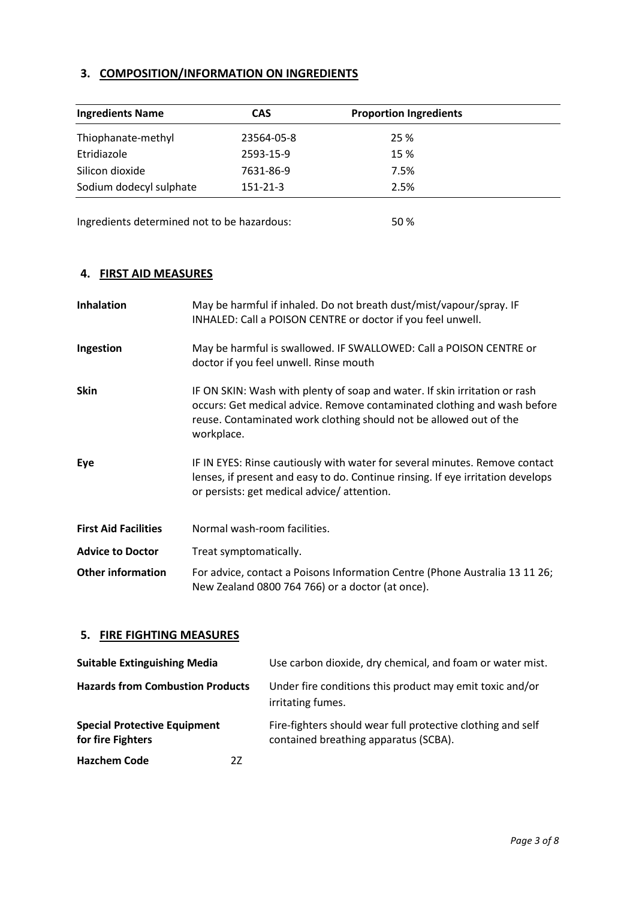## 3. COMPOSITION/INFORMATION ON INGREDIENTS

| Ingredients Name | CAS | Proportion Ingredients |
|---|---|---|
| Thiophanate-methyl | 23564-05-8 | 25 % |
| Etridiazole | 2593-15-9 | 15 % |
| Silicon dioxide | 7631-86-9 | 7.5% |
| Sodium dodecyl sulphate | 151-21-3 | 2.5% |

Ingredients determined not to be hazardous: 50 %

## 4. FIRST AID MEASURES

**Inhalation** May be harmful if inhaled. Do not breath dust/mist/vapour/spray. IF INHALED: Call a POISON CENTRE or doctor if you feel unwell.

**Ingestion** May be harmful is swallowed. IF SWALLOWED: Call a POISON CENTRE or doctor if you feel unwell. Rinse mouth

**Skin** IF ON SKIN: Wash with plenty of soap and water. If skin irritation or rash occurs: Get medical advice. Remove contaminated clothing and wash before reuse. Contaminated work clothing should not be allowed out of the workplace.

**Eye** IF IN EYES: Rinse cautiously with water for several minutes. Remove contact lenses, if present and easy to do. Continue rinsing. If eye irritation develops or persists: get medical advice/ attention.

**First Aid Facilities** Normal wash-room facilities.

**Advice to Doctor** Treat symptomatically.

**Other information** For advice, contact a Poisons Information Centre (Phone Australia 13 11 26; New Zealand 0800 764 766) or a doctor (at once).

## 5. FIRE FIGHTING MEASURES

**Suitable Extinguishing Media** Use carbon dioxide, dry chemical, and foam or water mist.

**Hazards from Combustion Products** Under fire conditions this product may emit toxic and/or irritating fumes.

**Special Protective Equipment for fire Fighters** Fire-fighters should wear full protective clothing and self contained breathing apparatus (SCBA).

**Hazchem Code** 2Z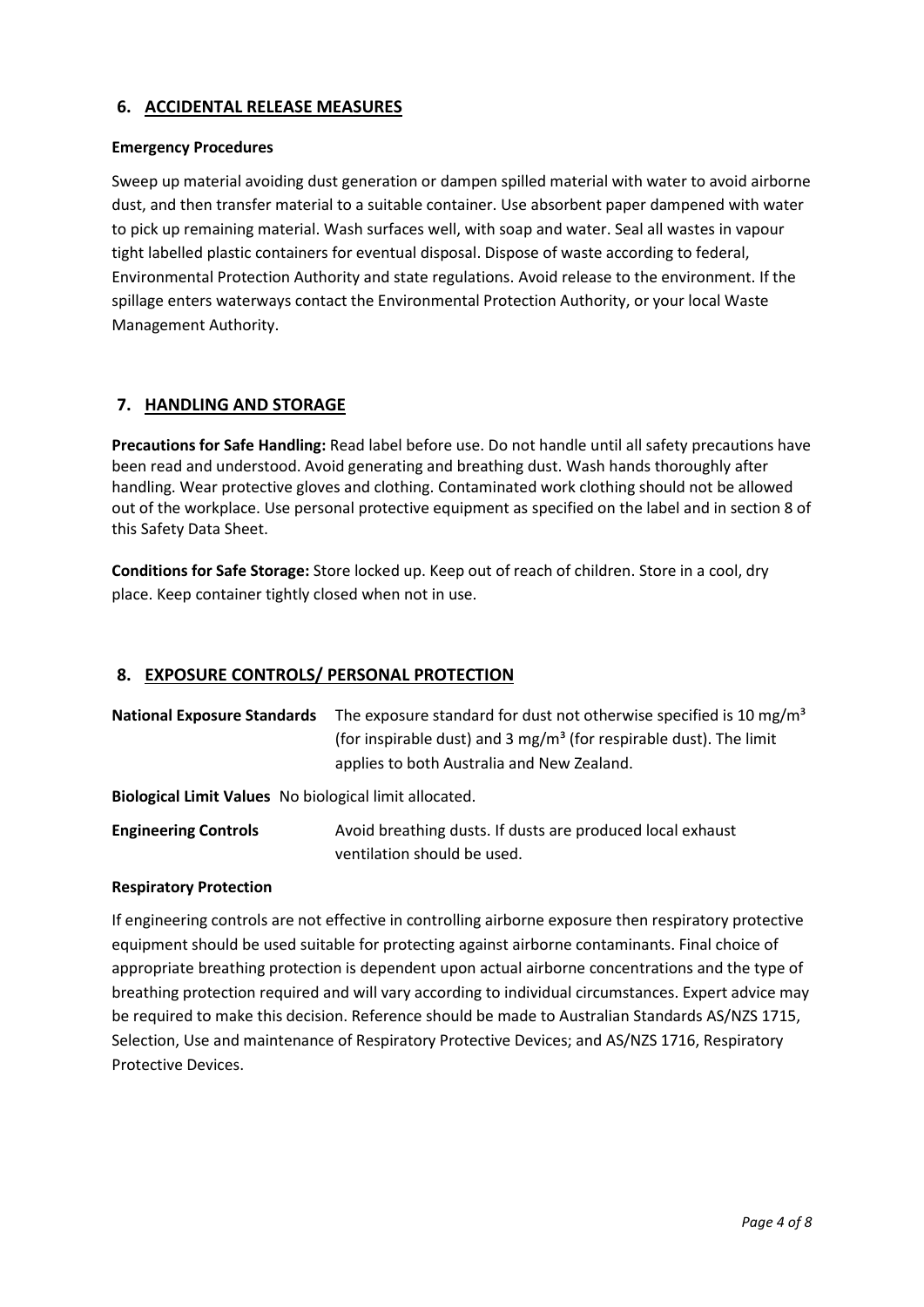## 6. ACCIDENTAL RELEASE MEASURES

**Emergency Procedures**

Sweep up material avoiding dust generation or dampen spilled material with water to avoid airborne dust, and then transfer material to a suitable container. Use absorbent paper dampened with water to pick up remaining material. Wash surfaces well, with soap and water. Seal all wastes in vapour tight labelled plastic containers for eventual disposal. Dispose of waste according to federal, Environmental Protection Authority and state regulations. Avoid release to the environment. If the spillage enters waterways contact the Environmental Protection Authority, or your local Waste Management Authority.

## 7. HANDLING AND STORAGE

**Precautions for Safe Handling:** Read label before use. Do not handle until all safety precautions have been read and understood. Avoid generating and breathing dust. Wash hands thoroughly after handling. Wear protective gloves and clothing. Contaminated work clothing should not be allowed out of the workplace. Use personal protective equipment as specified on the label and in section 8 of this Safety Data Sheet.

**Conditions for Safe Storage:** Store locked up. Keep out of reach of children. Store in a cool, dry place. Keep container tightly closed when not in use.

## 8. EXPOSURE CONTROLS/ PERSONAL PROTECTION

**National Exposure Standards** The exposure standard for dust not otherwise specified is 10 mg/m³ (for inspirable dust) and 3 mg/m³ (for respirable dust). The limit applies to both Australia and New Zealand.

**Biological Limit Values** No biological limit allocated.

**Engineering Controls** Avoid breathing dusts. If dusts are produced local exhaust ventilation should be used.

**Respiratory Protection**

If engineering controls are not effective in controlling airborne exposure then respiratory protective equipment should be used suitable for protecting against airborne contaminants. Final choice of appropriate breathing protection is dependent upon actual airborne concentrations and the type of breathing protection required and will vary according to individual circumstances. Expert advice may be required to make this decision. Reference should be made to Australian Standards AS/NZS 1715, Selection, Use and maintenance of Respiratory Protective Devices; and AS/NZS 1716, Respiratory Protective Devices.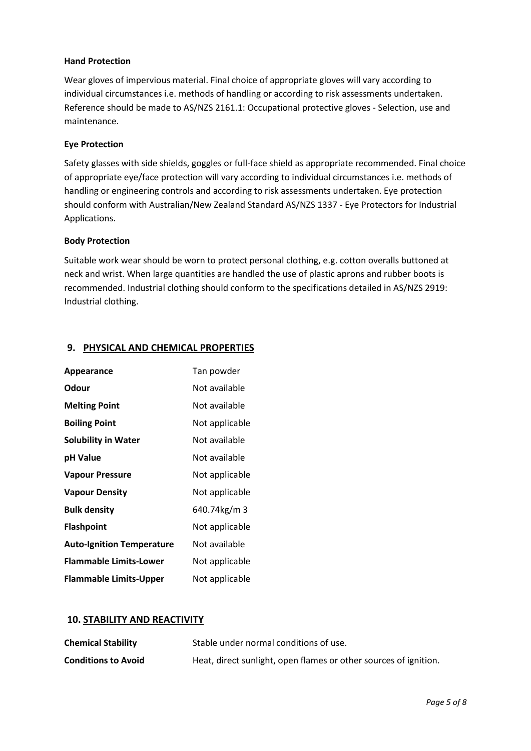**Hand Protection**

Wear gloves of impervious material. Final choice of appropriate gloves will vary according to individual circumstances i.e. methods of handling or according to risk assessments undertaken. Reference should be made to AS/NZS 2161.1: Occupational protective gloves - Selection, use and maintenance.

**Eye Protection**

Safety glasses with side shields, goggles or full-face shield as appropriate recommended. Final choice of appropriate eye/face protection will vary according to individual circumstances i.e. methods of handling or engineering controls and according to risk assessments undertaken. Eye protection should conform with Australian/New Zealand Standard AS/NZS 1337 - Eye Protectors for Industrial Applications.

**Body Protection**

Suitable work wear should be worn to protect personal clothing, e.g. cotton overalls buttoned at neck and wrist. When large quantities are handled the use of plastic aprons and rubber boots is recommended. Industrial clothing should conform to the specifications detailed in AS/NZS 2919: Industrial clothing.

## 9. PHYSICAL AND CHEMICAL PROPERTIES

| | |
|---|---|
| **Appearance** | Tan powder |
| **Odour** | Not available |
| **Melting Point** | Not available |
| **Boiling Point** | Not applicable |
| **Solubility in Water** | Not available |
| **pH Value** | Not available |
| **Vapour Pressure** | Not applicable |
| **Vapour Density** | Not applicable |
| **Bulk density** | 640.74kg/m 3 |
| **Flashpoint** | Not applicable |
| **Auto-Ignition Temperature** | Not available |
| **Flammable Limits-Lower** | Not applicable |
| **Flammable Limits-Upper** | Not applicable |

## 10. STABILITY AND REACTIVITY

| | |
|---|---|
| **Chemical Stability** | Stable under normal conditions of use. |
| **Conditions to Avoid** | Heat, direct sunlight, open flames or other sources of ignition. |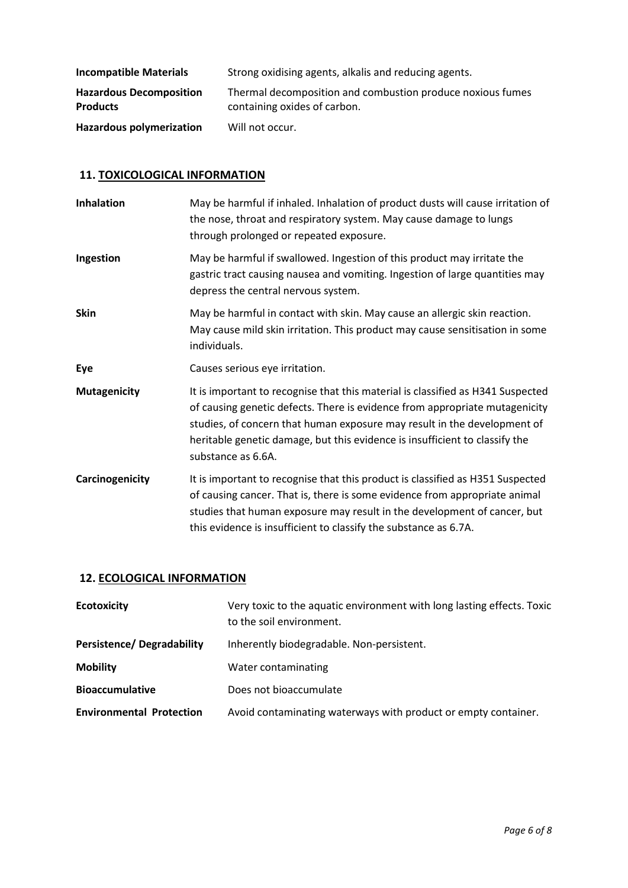| | |
|---|---|
| **Incompatible Materials** | Strong oxidising agents, alkalis and reducing agents. |
| **Hazardous Decomposition Products** | Thermal decomposition and combustion produce noxious fumes containing oxides of carbon. |
| **Hazardous polymerization** | Will not occur. |

## 11. TOXICOLOGICAL INFORMATION

| | |
|---|---|
| **Inhalation** | May be harmful if inhaled. Inhalation of product dusts will cause irritation of the nose, throat and respiratory system. May cause damage to lungs through prolonged or repeated exposure. |
| **Ingestion** | May be harmful if swallowed. Ingestion of this product may irritate the gastric tract causing nausea and vomiting. Ingestion of large quantities may depress the central nervous system. |
| **Skin** | May be harmful in contact with skin. May cause an allergic skin reaction. May cause mild skin irritation. This product may cause sensitisation in some individuals. |
| **Eye** | Causes serious eye irritation. |
| **Mutagenicity** | It is important to recognise that this material is classified as H341 Suspected of causing genetic defects. There is evidence from appropriate mutagenicity studies, of concern that human exposure may result in the development of heritable genetic damage, but this evidence is insufficient to classify the substance as 6.6A. |
| **Carcinogenicity** | It is important to recognise that this product is classified as H351 Suspected of causing cancer. That is, there is some evidence from appropriate animal studies that human exposure may result in the development of cancer, but this evidence is insufficient to classify the substance as 6.7A. |

## 12. ECOLOGICAL INFORMATION

| | |
|---|---|
| **Ecotoxicity** | Very toxic to the aquatic environment with long lasting effects. Toxic to the soil environment. |
| **Persistence/ Degradability** | Inherently biodegradable. Non-persistent. |
| **Mobility** | Water contaminating |
| **Bioaccumulative** | Does not bioaccumulate |
| **Environmental Protection** | Avoid contaminating waterways with product or empty container. |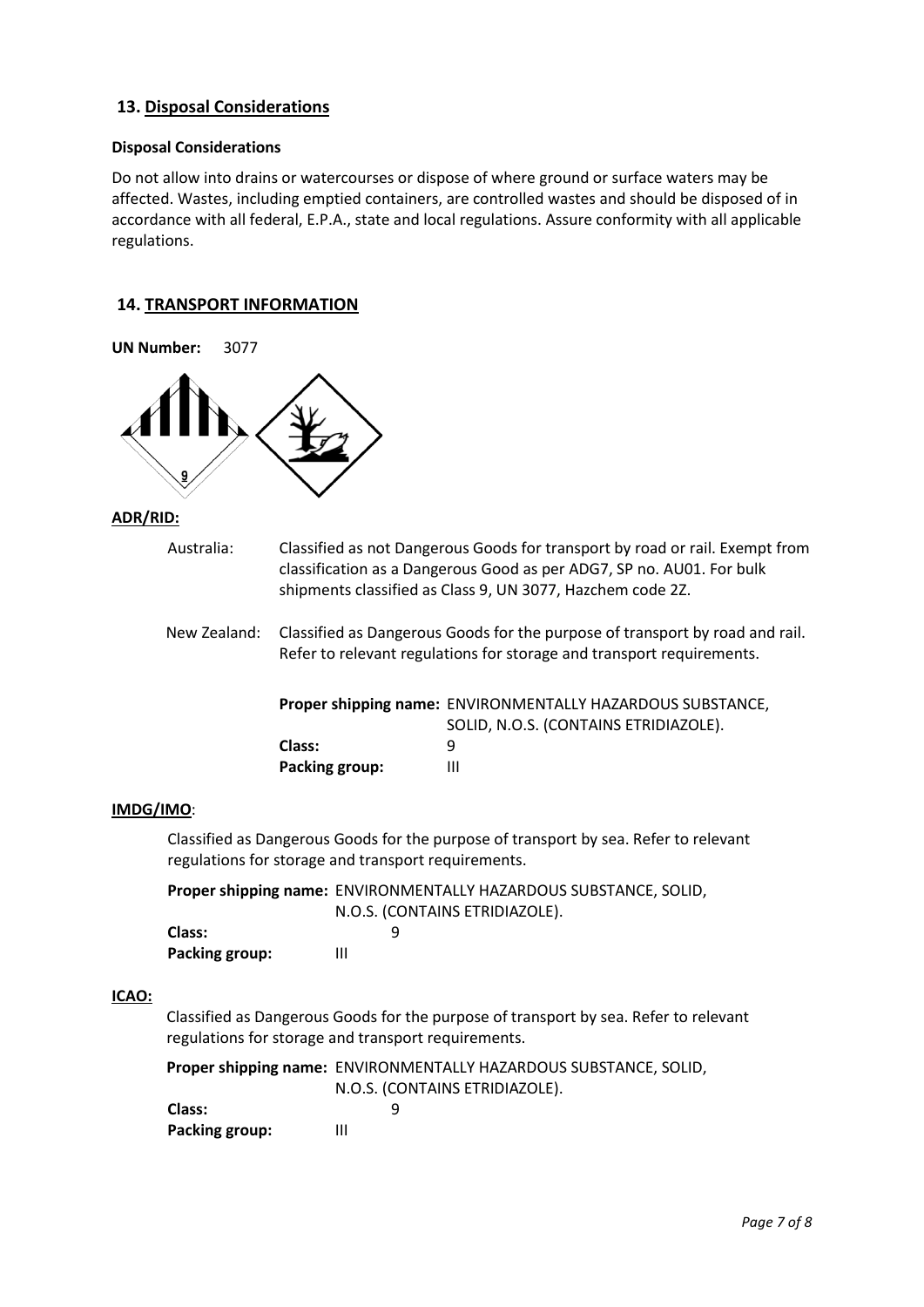## 13. Disposal Considerations

**Disposal Considerations**

Do not allow into drains or watercourses or dispose of where ground or surface waters may be affected. Wastes, including emptied containers, are controlled wastes and should be disposed of in accordance with all federal, E.P.A., state and local regulations. Assure conformity with all applicable regulations.

## 14. TRANSPORT INFORMATION

**UN Number:** 3077

**ADR/RID:**

Australia: Classified as not Dangerous Goods for transport by road or rail. Exempt from classification as a Dangerous Good as per ADG7, SP no. AU01. For bulk shipments classified as Class 9, UN 3077, Hazchem code 2Z.

New Zealand: Classified as Dangerous Goods for the purpose of transport by road and rail. Refer to relevant regulations for storage and transport requirements.

**Proper shipping name:** ENVIRONMENTALLY HAZARDOUS SUBSTANCE, SOLID, N.O.S. (CONTAINS ETRIDIAZOLE).
**Class:** 9
**Packing group:** III

**IMDG/IMO:**

Classified as Dangerous Goods for the purpose of transport by sea. Refer to relevant regulations for storage and transport requirements.

**Proper shipping name:** ENVIRONMENTALLY HAZARDOUS SUBSTANCE, SOLID, N.O.S. (CONTAINS ETRIDIAZOLE).
**Class:** 9
**Packing group:** III

**ICAO:**

Classified as Dangerous Goods for the purpose of transport by sea. Refer to relevant regulations for storage and transport requirements.

**Proper shipping name:** ENVIRONMENTALLY HAZARDOUS SUBSTANCE, SOLID, N.O.S. (CONTAINS ETRIDIAZOLE).
**Class:** 9
**Packing group:** III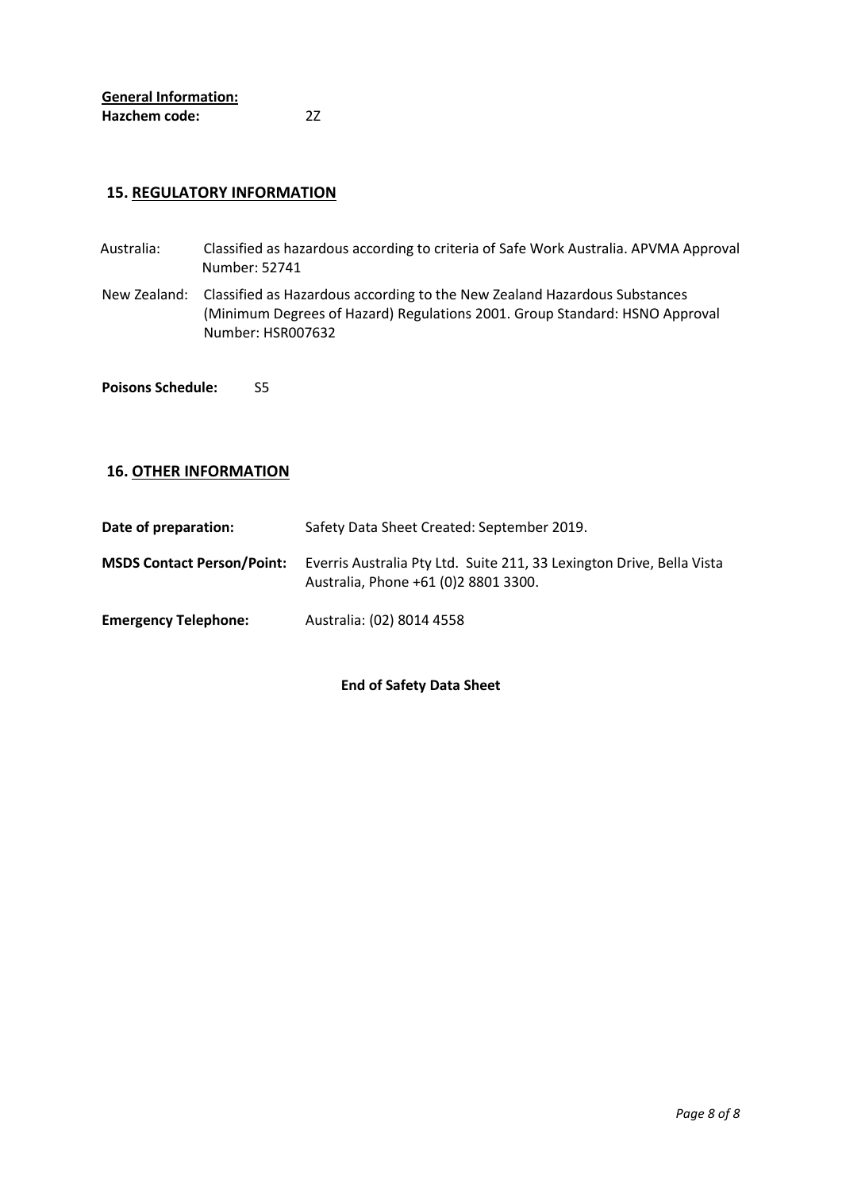**General Information:**

**Hazchem code:** 2Z

## 15. REGULATORY INFORMATION

Australia: Classified as hazardous according to criteria of Safe Work Australia. APVMA Approval Number: 52741

New Zealand: Classified as Hazardous according to the New Zealand Hazardous Substances (Minimum Degrees of Hazard) Regulations 2001. Group Standard: HSNO Approval Number: HSR007632

**Poisons Schedule:** S5

## 16. OTHER INFORMATION

**Date of preparation:** Safety Data Sheet Created: September 2019.

**MSDS Contact Person/Point:** Everris Australia Pty Ltd. Suite 211, 33 Lexington Drive, Bella Vista Australia, Phone +61 (0)2 8801 3300.

**Emergency Telephone:** Australia: (02) 8014 4558

**End of Safety Data Sheet**